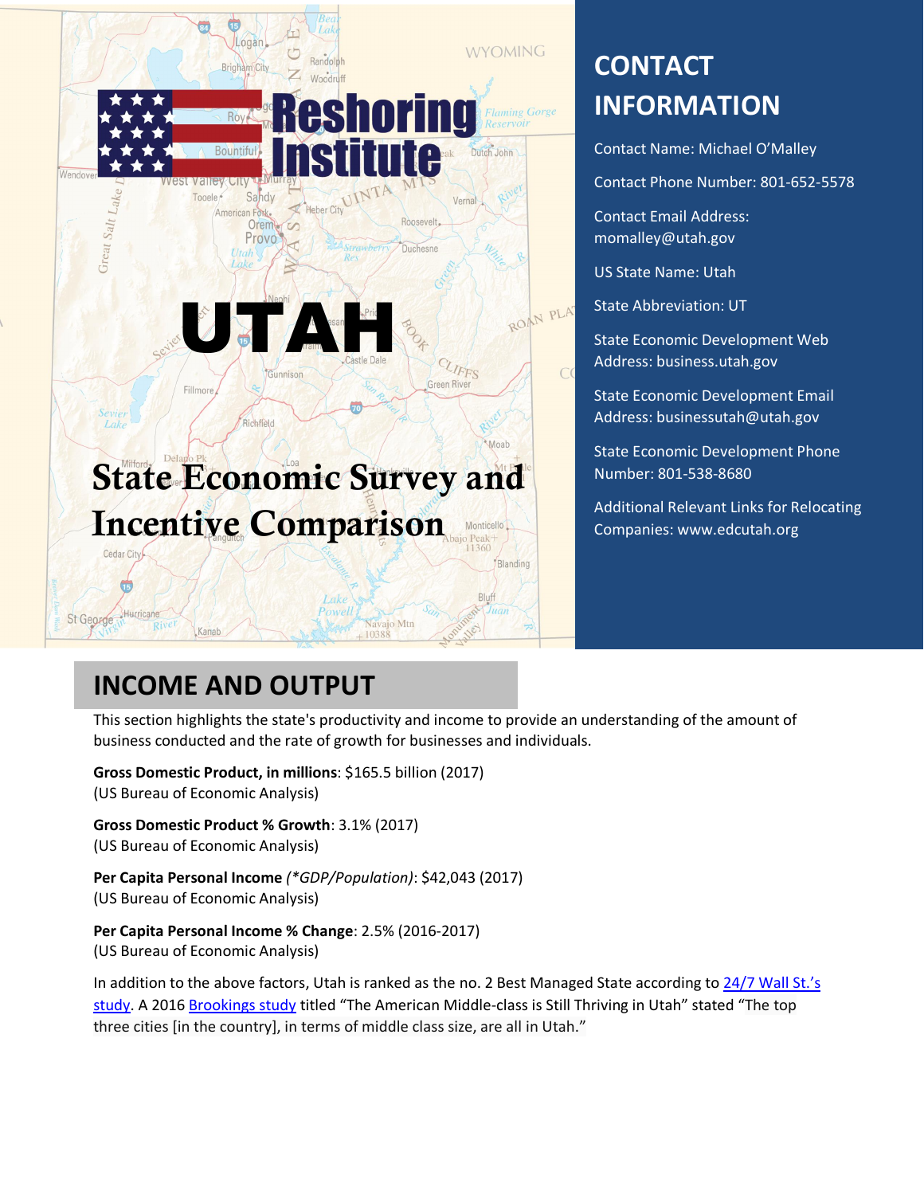# Reshoring Institute

# UTAH

# State Economic Survey and Incentive Comparison

## CONTACT INFORMATION

Contact Name: Michael O'Malley

Contact Phone Number: 801-652-5578

Contact Email Address: momalley@utah.gov

US State Name: Utah

State Abbreviation: UT

State Economic Development Web Address: business.utah.gov

State Economic Development Email Address: businessutah@utah.gov

State Economic Development Phone Number: 801-538-8680

Additional Relevant Links for Relocating Companies: www.edcutah.org

## INCOME AND OUTPUT

This section highlights the state's productivity and income to provide an understanding of the amount of business conducted and the rate of growth for businesses and individuals.

**Gross Domestic Product, in millions**: $165.5 billion (2017)
(US Bureau of Economic Analysis)

**Gross Domestic Product % Growth**: 3.1% (2017)
(US Bureau of Economic Analysis)

**Per Capita Personal Income** *(\*GDP/Population)*: $42,043 (2017)
(US Bureau of Economic Analysis)

**Per Capita Personal Income % Change**: 2.5% (2016-2017)
(US Bureau of Economic Analysis)

In addition to the above factors, Utah is ranked as the no. 2 Best Managed State according to 24/7 Wall St.'s study. A 2016 Brookings study titled "The American Middle-class is Still Thriving in Utah" stated "The top three cities [in the country], in terms of middle class size, are all in Utah."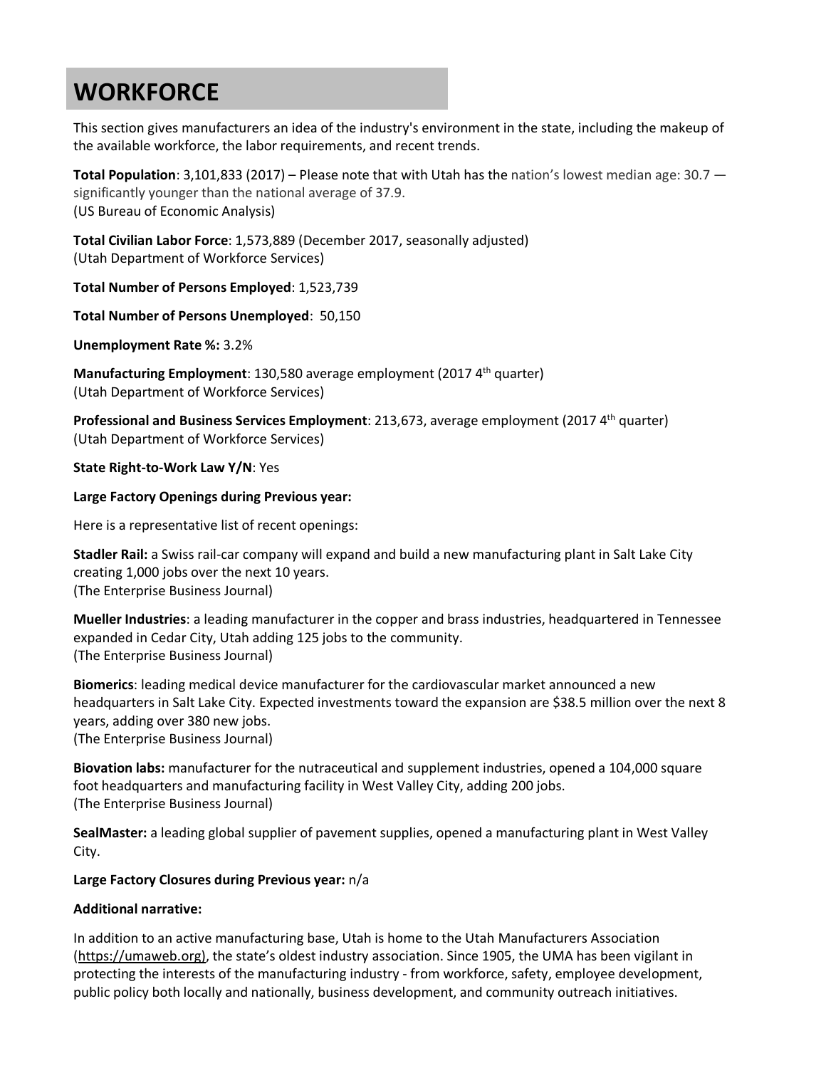# WORKFORCE

This section gives manufacturers an idea of the industry's environment in the state, including the makeup of the available workforce, the labor requirements, and recent trends.

**Total Population**: 3,101,833 (2017) – Please note that with Utah has the nation's lowest median age: 30.7 — significantly younger than the national average of 37.9.
(US Bureau of Economic Analysis)

**Total Civilian Labor Force**: 1,573,889 (December 2017, seasonally adjusted)
(Utah Department of Workforce Services)

**Total Number of Persons Employed**: 1,523,739

**Total Number of Persons Unemployed**: 50,150

**Unemployment Rate %:** 3.2%

**Manufacturing Employment**: 130,580 average employment (2017 4th quarter)
(Utah Department of Workforce Services)

**Professional and Business Services Employment**: 213,673, average employment (2017 4th quarter)
(Utah Department of Workforce Services)

**State Right-to-Work Law Y/N**: Yes

**Large Factory Openings during Previous year:**

Here is a representative list of recent openings:

**Stadler Rail:** a Swiss rail-car company will expand and build a new manufacturing plant in Salt Lake City creating 1,000 jobs over the next 10 years.
(The Enterprise Business Journal)

**Mueller Industries**: a leading manufacturer in the copper and brass industries, headquartered in Tennessee expanded in Cedar City, Utah adding 125 jobs to the community.
(The Enterprise Business Journal)

**Biomerics**: leading medical device manufacturer for the cardiovascular market announced a new headquarters in Salt Lake City. Expected investments toward the expansion are $38.5 million over the next 8 years, adding over 380 new jobs.
(The Enterprise Business Journal)

**Biovation labs:** manufacturer for the nutraceutical and supplement industries, opened a 104,000 square foot headquarters and manufacturing facility in West Valley City, adding 200 jobs.
(The Enterprise Business Journal)

**SealMaster:** a leading global supplier of pavement supplies, opened a manufacturing plant in West Valley City.

**Large Factory Closures during Previous year:** n/a

**Additional narrative:**

In addition to an active manufacturing base, Utah is home to the Utah Manufacturers Association (https://umaweb.org), the state's oldest industry association. Since 1905, the UMA has been vigilant in protecting the interests of the manufacturing industry - from workforce, safety, employee development, public policy both locally and nationally, business development, and community outreach initiatives.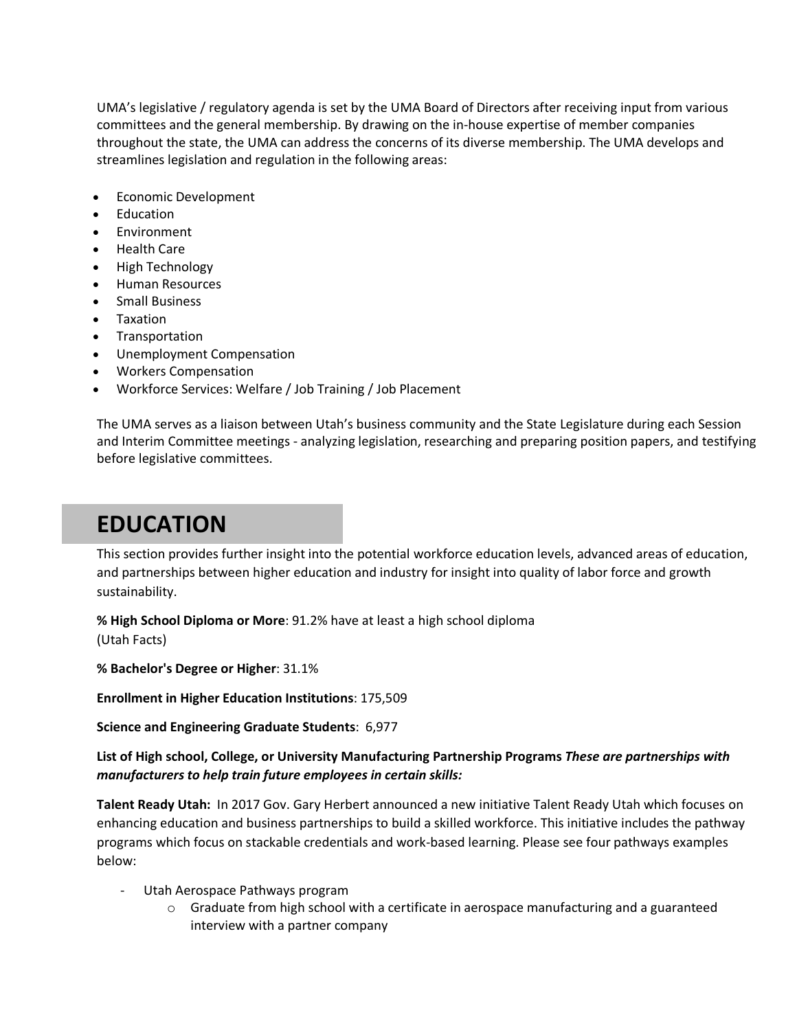UMA's legislative / regulatory agenda is set by the UMA Board of Directors after receiving input from various committees and the general membership. By drawing on the in-house expertise of member companies throughout the state, the UMA can address the concerns of its diverse membership. The UMA develops and streamlines legislation and regulation in the following areas:

- Economic Development
- Education
- Environment
- Health Care
- High Technology
- Human Resources
- Small Business
- Taxation
- Transportation
- Unemployment Compensation
- Workers Compensation
- Workforce Services: Welfare / Job Training / Job Placement

The UMA serves as a liaison between Utah's business community and the State Legislature during each Session and Interim Committee meetings - analyzing legislation, researching and preparing position papers, and testifying before legislative committees.

## EDUCATION

This section provides further insight into the potential workforce education levels, advanced areas of education, and partnerships between higher education and industry for insight into quality of labor force and growth sustainability.

**% High School Diploma or More**: 91.2% have at least a high school diploma
(Utah Facts)

**% Bachelor's Degree or Higher**: 31.1%

**Enrollment in Higher Education Institutions**: 175,509

**Science and Engineering Graduate Students**: 6,977

**List of High school, College, or University Manufacturing Partnership Programs** ***These are partnerships with manufacturers to help train future employees in certain skills:***

**Talent Ready Utah:** In 2017 Gov. Gary Herbert announced a new initiative Talent Ready Utah which focuses on enhancing education and business partnerships to build a skilled workforce. This initiative includes the pathway programs which focus on stackable credentials and work-based learning. Please see four pathways examples below:

- Utah Aerospace Pathways program
  - Graduate from high school with a certificate in aerospace manufacturing and a guaranteed interview with a partner company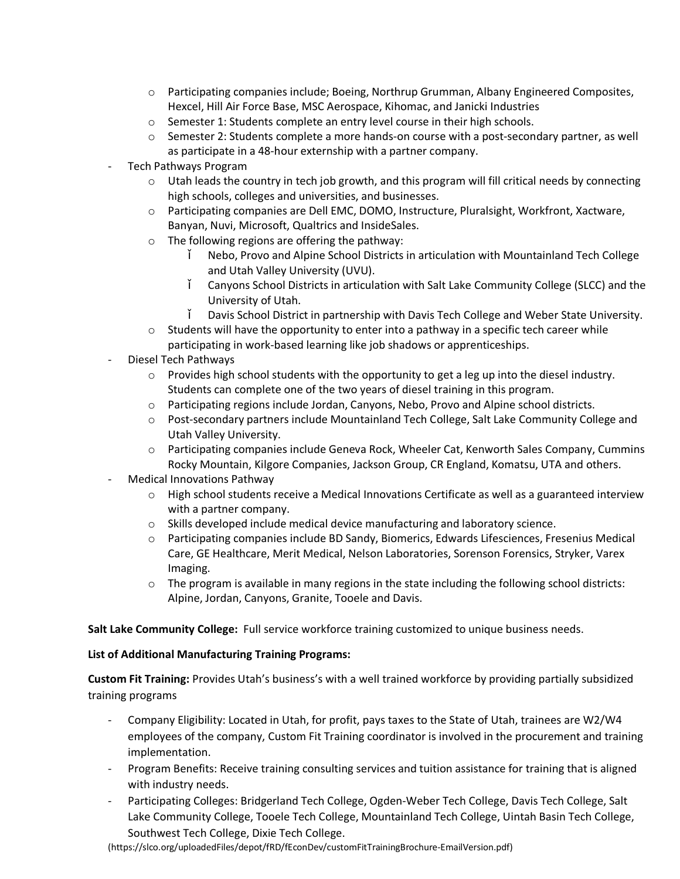- Participating companies include; Boeing, Northrup Grumman, Albany Engineered Composites, Hexcel, Hill Air Force Base, MSC Aerospace, Kihomac, and Janicki Industries
  - Semester 1: Students complete an entry level course in their high schools.
  - Semester 2: Students complete a more hands-on course with a post-secondary partner, as well as participate in a 48-hour externship with a partner company.
- Tech Pathways Program
  - Utah leads the country in tech job growth, and this program will fill critical needs by connecting high schools, colleges and universities, and businesses.
  - Participating companies are Dell EMC, DOMO, Instructure, Pluralsight, Workfront, Xactware, Banyan, Nuvi, Microsoft, Qualtrics and InsideSales.
  - The following regions are offering the pathway:
    - Nebo, Provo and Alpine School Districts in articulation with Mountainland Tech College and Utah Valley University (UVU).
    - Canyons School Districts in articulation with Salt Lake Community College (SLCC) and the University of Utah.
    - Davis School District in partnership with Davis Tech College and Weber State University.
  - Students will have the opportunity to enter into a pathway in a specific tech career while participating in work-based learning like job shadows or apprenticeships.
- Diesel Tech Pathways
  - Provides high school students with the opportunity to get a leg up into the diesel industry. Students can complete one of the two years of diesel training in this program.
  - Participating regions include Jordan, Canyons, Nebo, Provo and Alpine school districts.
  - Post-secondary partners include Mountainland Tech College, Salt Lake Community College and Utah Valley University.
  - Participating companies include Geneva Rock, Wheeler Cat, Kenworth Sales Company, Cummins Rocky Mountain, Kilgore Companies, Jackson Group, CR England, Komatsu, UTA and others.
- Medical Innovations Pathway
  - High school students receive a Medical Innovations Certificate as well as a guaranteed interview with a partner company.
  - Skills developed include medical device manufacturing and laboratory science.
  - Participating companies include BD Sandy, Biomerics, Edwards Lifesciences, Fresenius Medical Care, GE Healthcare, Merit Medical, Nelson Laboratories, Sorenson Forensics, Stryker, Varex Imaging.
  - The program is available in many regions in the state including the following school districts: Alpine, Jordan, Canyons, Granite, Tooele and Davis.

**Salt Lake Community College:** Full service workforce training customized to unique business needs.

**List of Additional Manufacturing Training Programs:**

**Custom Fit Training:** Provides Utah's business's with a well trained workforce by providing partially subsidized training programs

- Company Eligibility: Located in Utah, for profit, pays taxes to the State of Utah, trainees are W2/W4 employees of the company, Custom Fit Training coordinator is involved in the procurement and training implementation.
- Program Benefits: Receive training consulting services and tuition assistance for training that is aligned with industry needs.
- Participating Colleges: Bridgerland Tech College, Ogden-Weber Tech College, Davis Tech College, Salt Lake Community College, Tooele Tech College, Mountainland Tech College, Uintah Basin Tech College, Southwest Tech College, Dixie Tech College.

(https://slco.org/uploadedFiles/depot/fRD/fEconDev/customFitTrainingBrochure-EmailVersion.pdf)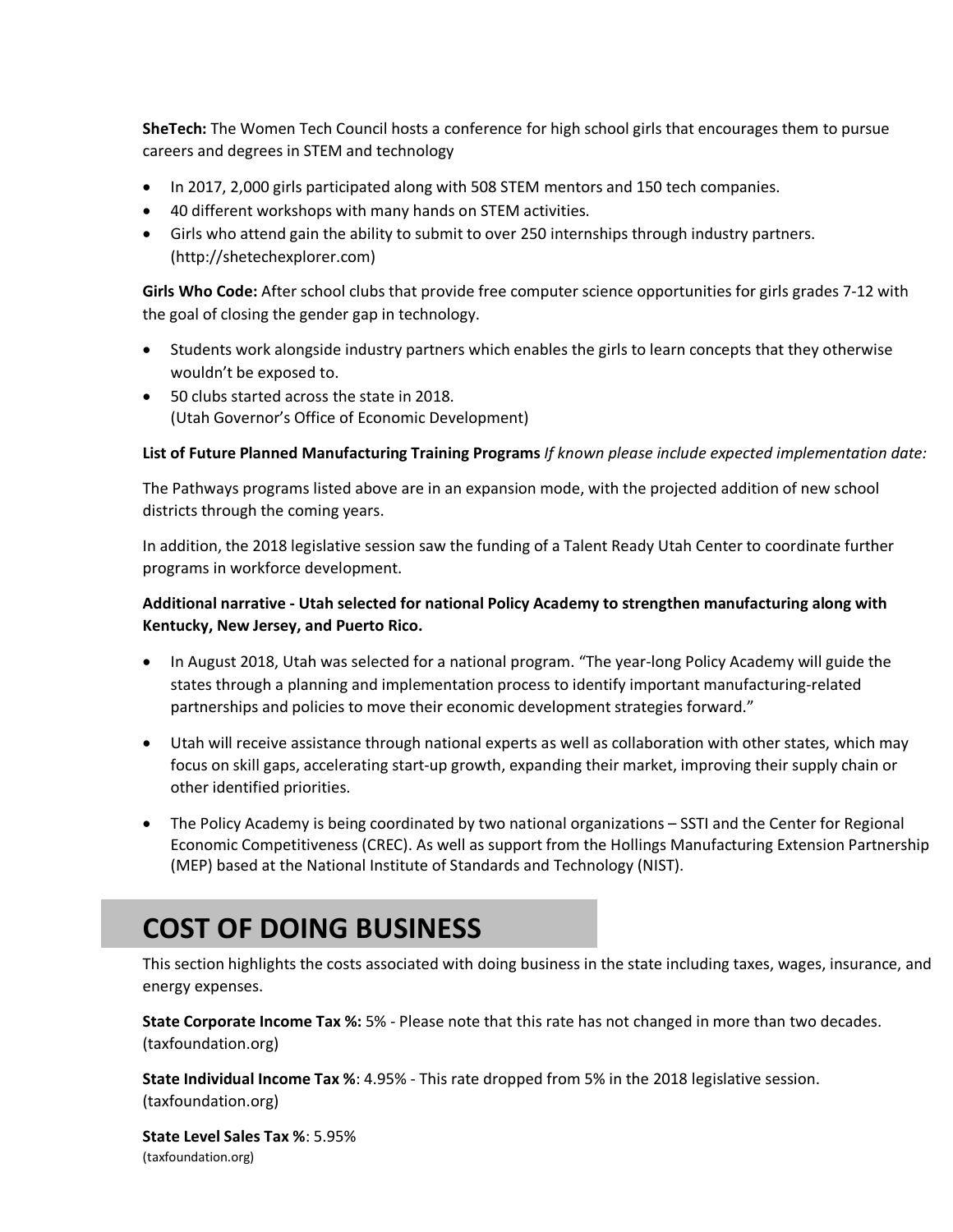**SheTech:** The Women Tech Council hosts a conference for high school girls that encourages them to pursue careers and degrees in STEM and technology

- In 2017, 2,000 girls participated along with 508 STEM mentors and 150 tech companies.
- 40 different workshops with many hands on STEM activities.
- Girls who attend gain the ability to submit to over 250 internships through industry partners. (http://shetechexplorer.com)

**Girls Who Code:** After school clubs that provide free computer science opportunities for girls grades 7-12 with the goal of closing the gender gap in technology.

- Students work alongside industry partners which enables the girls to learn concepts that they otherwise wouldn't be exposed to.
- 50 clubs started across the state in 2018. (Utah Governor's Office of Economic Development)

**List of Future Planned Manufacturing Training Programs** *If known please include expected implementation date:*

The Pathways programs listed above are in an expansion mode, with the projected addition of new school districts through the coming years.

In addition, the 2018 legislative session saw the funding of a Talent Ready Utah Center to coordinate further programs in workforce development.

**Additional narrative - Utah selected for national Policy Academy to strengthen manufacturing along with Kentucky, New Jersey, and Puerto Rico.**

- In August 2018, Utah was selected for a national program. "The year-long Policy Academy will guide the states through a planning and implementation process to identify important manufacturing-related partnerships and policies to move their economic development strategies forward."
- Utah will receive assistance through national experts as well as collaboration with other states, which may focus on skill gaps, accelerating start-up growth, expanding their market, improving their supply chain or other identified priorities.
- The Policy Academy is being coordinated by two national organizations – SSTI and the Center for Regional Economic Competitiveness (CREC). As well as support from the Hollings Manufacturing Extension Partnership (MEP) based at the National Institute of Standards and Technology (NIST).

# COST OF DOING BUSINESS

This section highlights the costs associated with doing business in the state including taxes, wages, insurance, and energy expenses.

**State Corporate Income Tax %:** 5% - Please note that this rate has not changed in more than two decades. (taxfoundation.org)

**State Individual Income Tax %**: 4.95% - This rate dropped from 5% in the 2018 legislative session. (taxfoundation.org)

**State Level Sales Tax %**: 5.95%
(taxfoundation.org)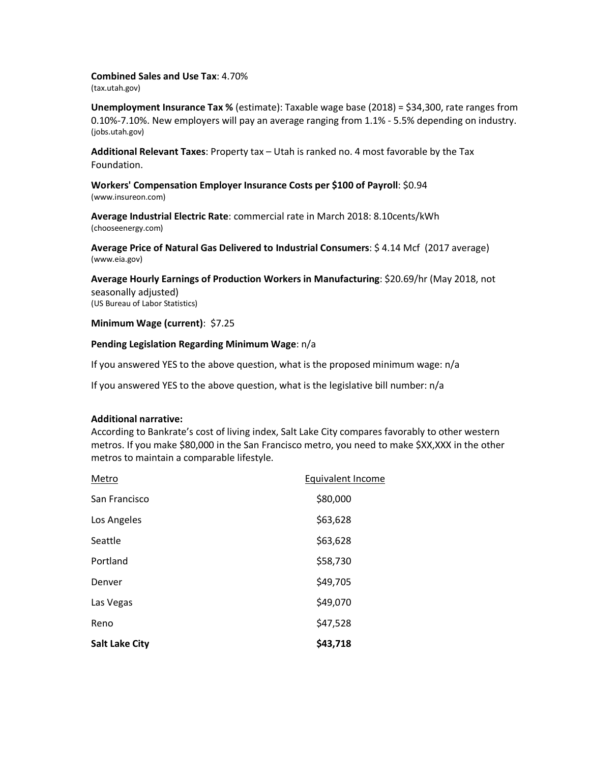**Combined Sales and Use Tax**: 4.70%
(tax.utah.gov)

**Unemployment Insurance Tax %** (estimate): Taxable wage base (2018) = $34,300, rate ranges from 0.10%-7.10%. New employers will pay an average ranging from 1.1% - 5.5% depending on industry.
(jobs.utah.gov)

**Additional Relevant Taxes**: Property tax – Utah is ranked no. 4 most favorable by the Tax Foundation.

**Workers' Compensation Employer Insurance Costs per $100 of Payroll**: $0.94
(www.insureon.com)

**Average Industrial Electric Rate**: commercial rate in March 2018: 8.10cents/kWh
(chooseenergy.com)

**Average Price of Natural Gas Delivered to Industrial Consumers**: $ 4.14 Mcf (2017 average)
(www.eia.gov)

**Average Hourly Earnings of Production Workers in Manufacturing**: $20.69/hr (May 2018, not seasonally adjusted)
(US Bureau of Labor Statistics)

**Minimum Wage (current)**: $7.25

**Pending Legislation Regarding Minimum Wage**: n/a

If you answered YES to the above question, what is the proposed minimum wage: n/a

If you answered YES to the above question, what is the legislative bill number: n/a

**Additional narrative:**

According to Bankrate's cost of living index, Salt Lake City compares favorably to other western metros. If you make $80,000 in the San Francisco metro, you need to make $XX,XXX in the other metros to maintain a comparable lifestyle.

| Metro | Equivalent Income |
|---|---|
| San Francisco | $80,000 |
| Los Angeles | $63,628 |
| Seattle | $63,628 |
| Portland | $58,730 |
| Denver | $49,705 |
| Las Vegas | $49,070 |
| Reno | $47,528 |
| **Salt Lake City** | **$43,718** |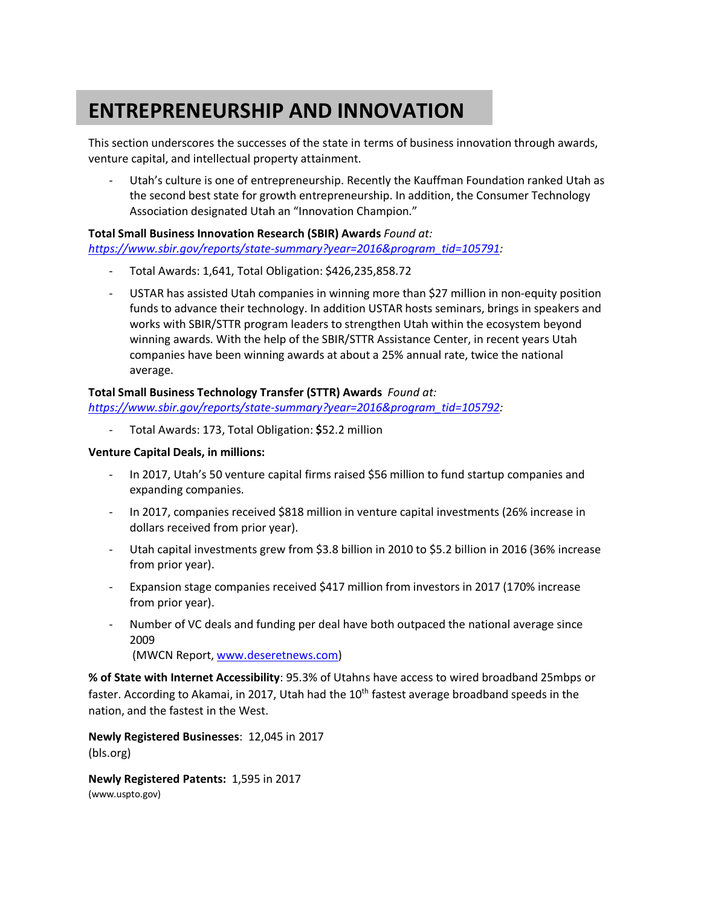# ENTREPRENEURSHIP AND INNOVATION

This section underscores the successes of the state in terms of business innovation through awards, venture capital, and intellectual property attainment.

- Utah's culture is one of entrepreneurship. Recently the Kauffman Foundation ranked Utah as the second best state for growth entrepreneurship. In addition, the Consumer Technology Association designated Utah an "Innovation Champion."

**Total Small Business Innovation Research (SBIR) Awards** *Found at: https://www.sbir.gov/reports/state-summary?year=2016&program_tid=105791:*

- Total Awards: 1,641, Total Obligation: $426,235,858.72
- USTAR has assisted Utah companies in winning more than $27 million in non-equity position funds to advance their technology. In addition USTAR hosts seminars, brings in speakers and works with SBIR/STTR program leaders to strengthen Utah within the ecosystem beyond winning awards. With the help of the SBIR/STTR Assistance Center, in recent years Utah companies have been winning awards at about a 25% annual rate, twice the national average.

**Total Small Business Technology Transfer (STTR) Awards** *Found at: https://www.sbir.gov/reports/state-summary?year=2016&program_tid=105792:*

- Total Awards: 173, Total Obligation: **$**52.2 million

**Venture Capital Deals, in millions:**

- In 2017, Utah's 50 venture capital firms raised $56 million to fund startup companies and expanding companies.
- In 2017, companies received $818 million in venture capital investments (26% increase in dollars received from prior year).
- Utah capital investments grew from $3.8 billion in 2010 to $5.2 billion in 2016 (36% increase from prior year).
- Expansion stage companies received $417 million from investors in 2017 (170% increase from prior year).
- Number of VC deals and funding per deal have both outpaced the national average since 2009
 (MWCN Report, www.deseretnews.com)

**% of State with Internet Accessibility**: 95.3% of Utahns have access to wired broadband 25mbps or faster. According to Akamai, in 2017, Utah had the 10th fastest average broadband speeds in the nation, and the fastest in the West.

**Newly Registered Businesses**: 12,045 in 2017
(bls.org)

**Newly Registered Patents:** 1,595 in 2017
(www.uspto.gov)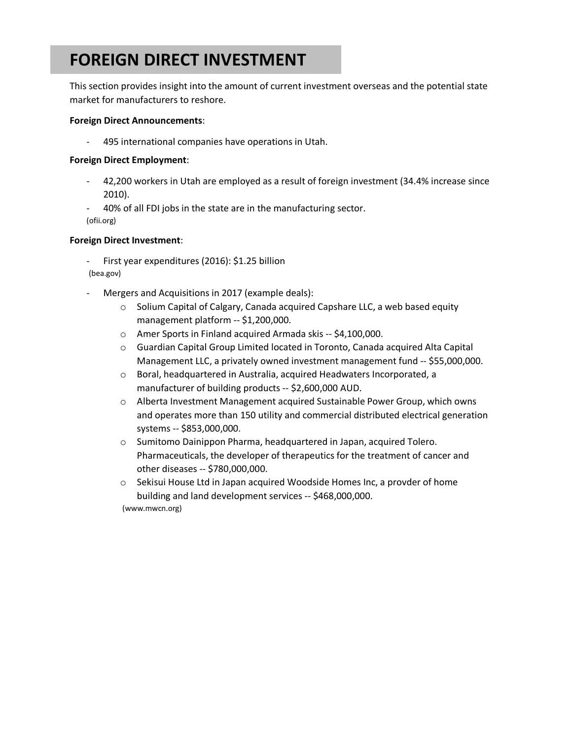# FOREIGN DIRECT INVESTMENT

This section provides insight into the amount of current investment overseas and the potential state market for manufacturers to reshore.

**Foreign Direct Announcements**:

- 495 international companies have operations in Utah.

**Foreign Direct Employment**:

- 42,200 workers in Utah are employed as a result of foreign investment (34.4% increase since 2010).
- 40% of all FDI jobs in the state are in the manufacturing sector.

(ofii.org)

**Foreign Direct Investment**:

- First year expenditures (2016): $1.25 billion

(bea.gov)

- Mergers and Acquisitions in 2017 (example deals):
  - Solium Capital of Calgary, Canada acquired Capshare LLC, a web based equity management platform -- $1,200,000.
  - Amer Sports in Finland acquired Armada skis -- $4,100,000.
  - Guardian Capital Group Limited located in Toronto, Canada acquired Alta Capital Management LLC, a privately owned investment management fund -- $55,000,000.
  - Boral, headquartered in Australia, acquired Headwaters Incorporated, a manufacturer of building products -- $2,600,000 AUD.
  - Alberta Investment Management acquired Sustainable Power Group, which owns and operates more than 150 utility and commercial distributed electrical generation systems -- $853,000,000.
  - Sumitomo Dainippon Pharma, headquartered in Japan, acquired Tolero. Pharmaceuticals, the developer of therapeutics for the treatment of cancer and other diseases -- $780,000,000.
  - Sekisui House Ltd in Japan acquired Woodside Homes Inc, a provder of home building and land development services -- $468,000,000.

  (www.mwcn.org)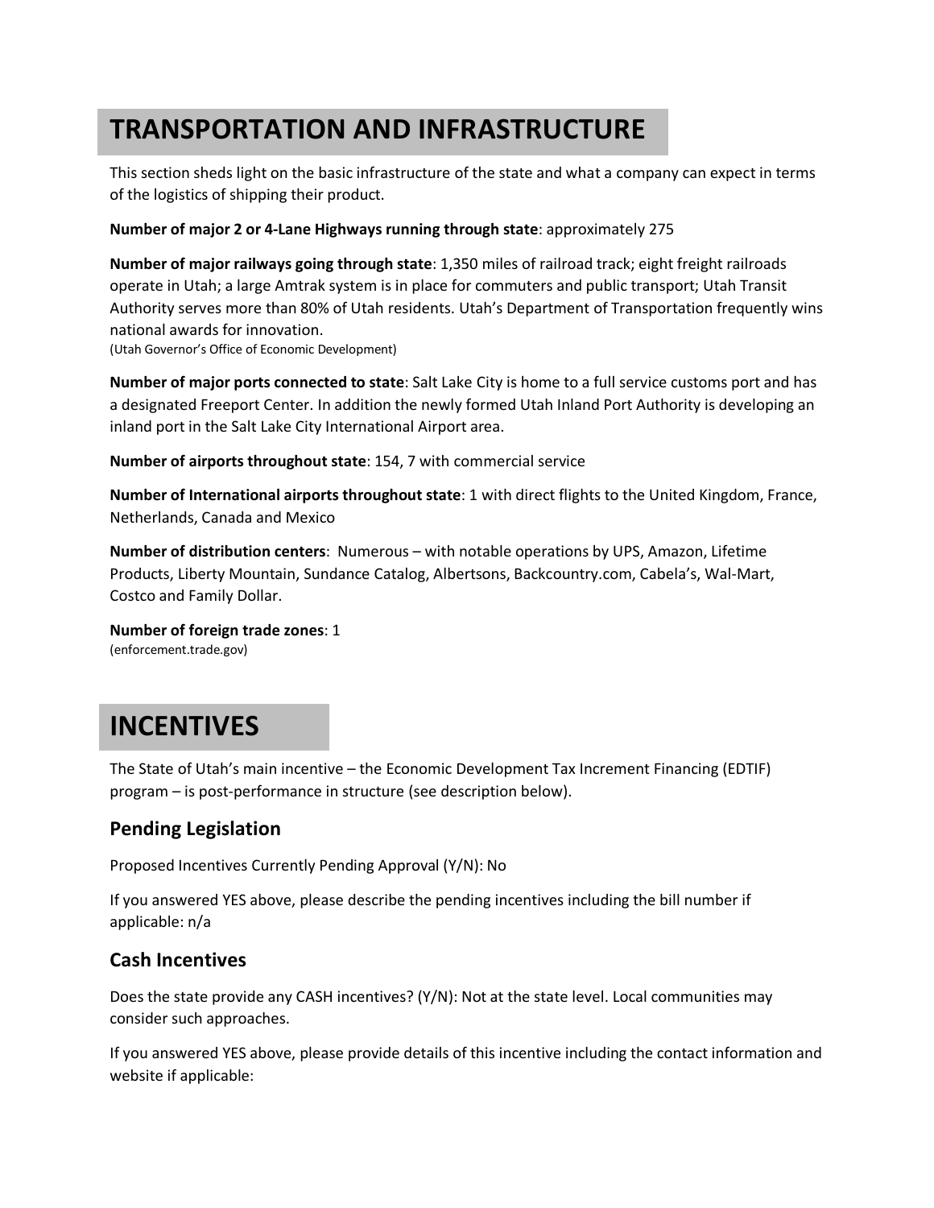# TRANSPORTATION AND INFRASTRUCTURE

This section sheds light on the basic infrastructure of the state and what a company can expect in terms of the logistics of shipping their product.

**Number of major 2 or 4-Lane Highways running through state**: approximately 275

**Number of major railways going through state**: 1,350 miles of railroad track; eight freight railroads operate in Utah; a large Amtrak system is in place for commuters and public transport; Utah Transit Authority serves more than 80% of Utah residents. Utah's Department of Transportation frequently wins national awards for innovation.
(Utah Governor's Office of Economic Development)

**Number of major ports connected to state**: Salt Lake City is home to a full service customs port and has a designated Freeport Center. In addition the newly formed Utah Inland Port Authority is developing an inland port in the Salt Lake City International Airport area.

**Number of airports throughout state**: 154, 7 with commercial service

**Number of International airports throughout state**: 1 with direct flights to the United Kingdom, France, Netherlands, Canada and Mexico

**Number of distribution centers**: Numerous – with notable operations by UPS, Amazon, Lifetime Products, Liberty Mountain, Sundance Catalog, Albertsons, Backcountry.com, Cabela's, Wal-Mart, Costco and Family Dollar.

**Number of foreign trade zones**: 1
(enforcement.trade.gov)

# INCENTIVES

The State of Utah's main incentive – the Economic Development Tax Increment Financing (EDTIF) program – is post-performance in structure (see description below).

## Pending Legislation

Proposed Incentives Currently Pending Approval (Y/N): No

If you answered YES above, please describe the pending incentives including the bill number if applicable: n/a

## Cash Incentives

Does the state provide any CASH incentives? (Y/N): Not at the state level. Local communities may consider such approaches.

If you answered YES above, please provide details of this incentive including the contact information and website if applicable: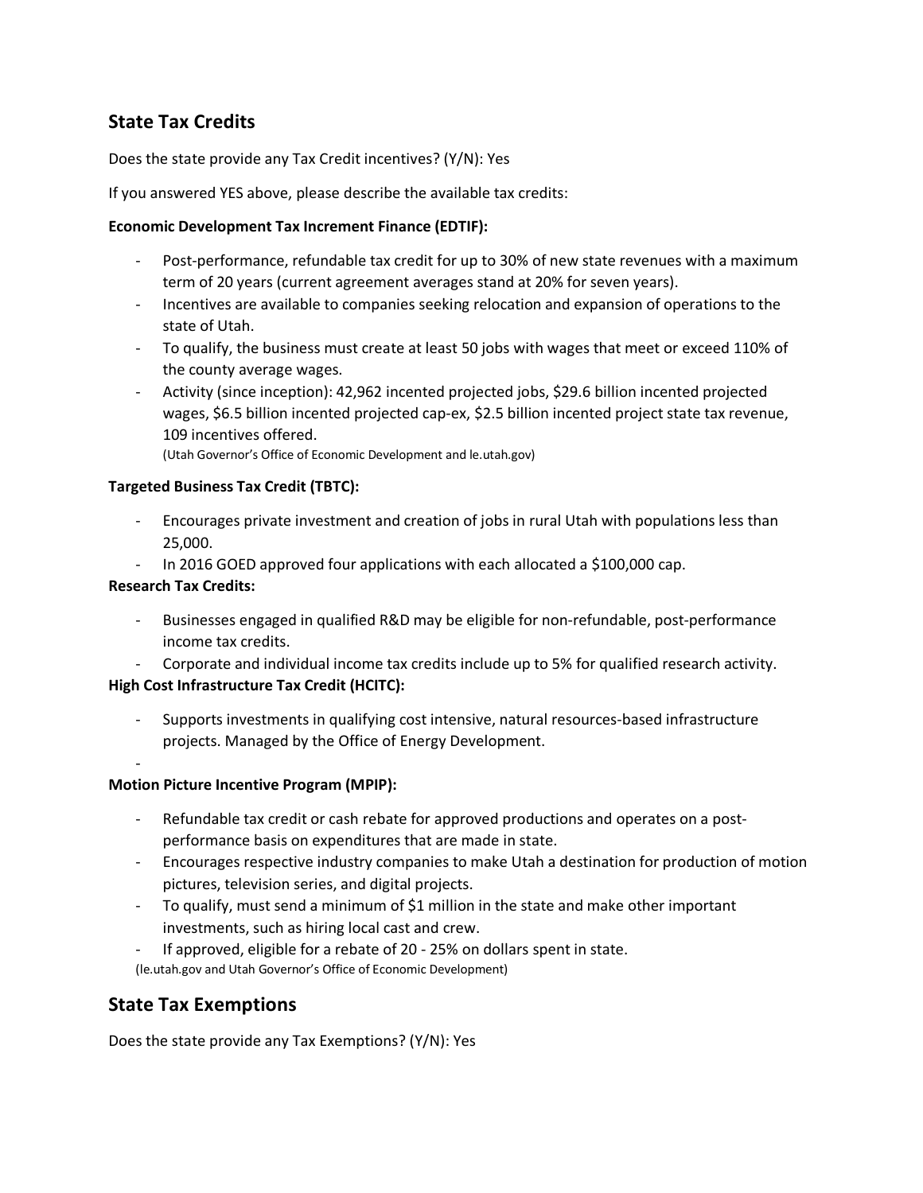## State Tax Credits

Does the state provide any Tax Credit incentives? (Y/N): Yes

If you answered YES above, please describe the available tax credits:

**Economic Development Tax Increment Finance (EDTIF):**

- Post-performance, refundable tax credit for up to 30% of new state revenues with a maximum term of 20 years (current agreement averages stand at 20% for seven years).
- Incentives are available to companies seeking relocation and expansion of operations to the state of Utah.
- To qualify, the business must create at least 50 jobs with wages that meet or exceed 110% of the county average wages.
- Activity (since inception): 42,962 incented projected jobs, $29.6 billion incented projected wages, $6.5 billion incented projected cap-ex, $2.5 billion incented project state tax revenue, 109 incentives offered.
  (Utah Governor's Office of Economic Development and le.utah.gov)

**Targeted Business Tax Credit (TBTC):**

- Encourages private investment and creation of jobs in rural Utah with populations less than 25,000.
- In 2016 GOED approved four applications with each allocated a $100,000 cap.

**Research Tax Credits:**

- Businesses engaged in qualified R&D may be eligible for non-refundable, post-performance income tax credits.
- Corporate and individual income tax credits include up to 5% for qualified research activity.

**High Cost Infrastructure Tax Credit (HCITC):**

- Supports investments in qualifying cost intensive, natural resources-based infrastructure projects. Managed by the Office of Energy Development.
-

**Motion Picture Incentive Program (MPIP):**

- Refundable tax credit or cash rebate for approved productions and operates on a post-performance basis on expenditures that are made in state.
- Encourages respective industry companies to make Utah a destination for production of motion pictures, television series, and digital projects.
- To qualify, must send a minimum of $1 million in the state and make other important investments, such as hiring local cast and crew.
- If approved, eligible for a rebate of 20 - 25% on dollars spent in state.

(le.utah.gov and Utah Governor's Office of Economic Development)

## State Tax Exemptions

Does the state provide any Tax Exemptions? (Y/N): Yes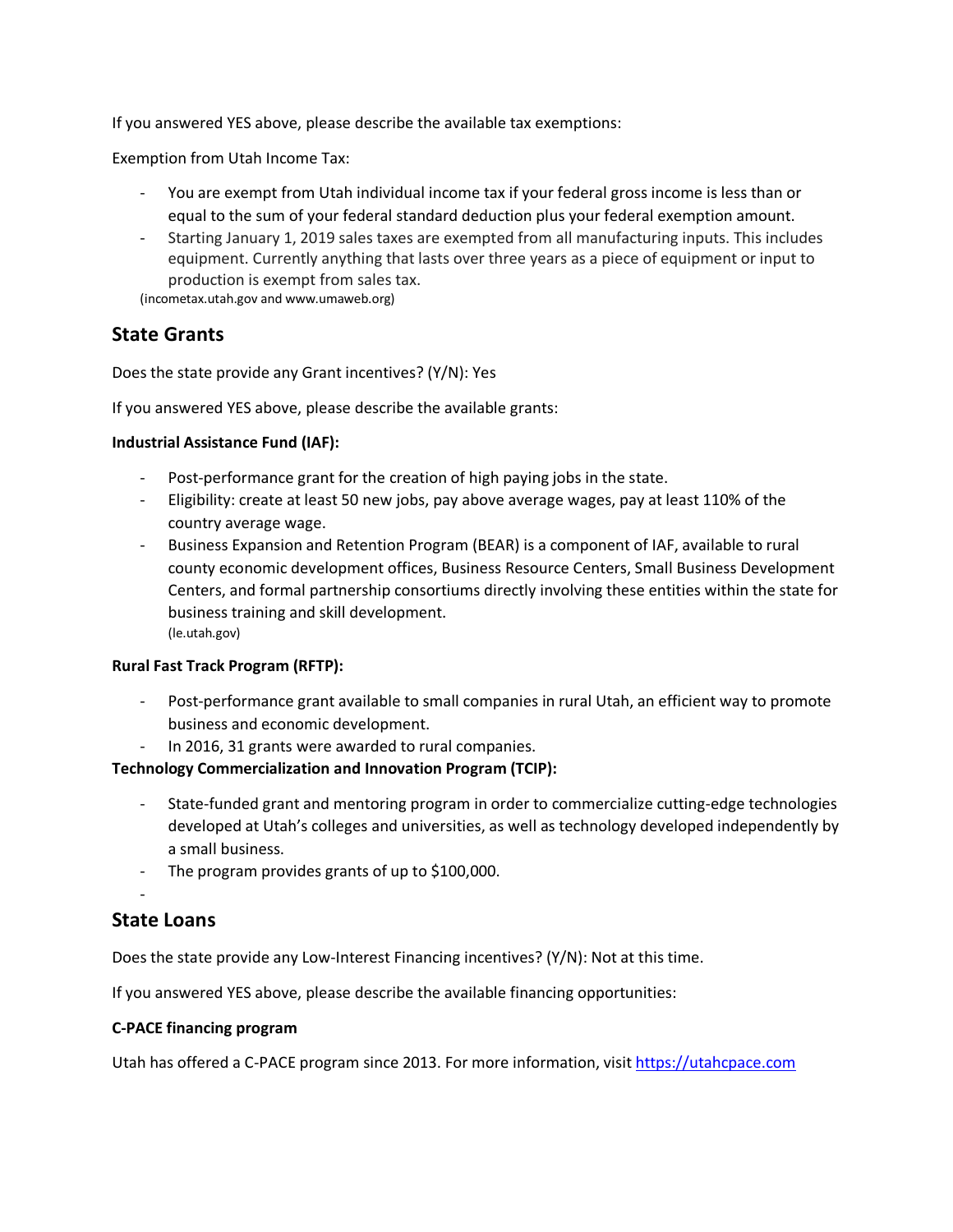If you answered YES above, please describe the available tax exemptions:

Exemption from Utah Income Tax:

- You are exempt from Utah individual income tax if your federal gross income is less than or equal to the sum of your federal standard deduction plus your federal exemption amount.
- Starting January 1, 2019 sales taxes are exempted from all manufacturing inputs. This includes equipment. Currently anything that lasts over three years as a piece of equipment or input to production is exempt from sales tax.

(incometax.utah.gov and www.umaweb.org)

## State Grants

Does the state provide any Grant incentives? (Y/N): Yes

If you answered YES above, please describe the available grants:

**Industrial Assistance Fund (IAF):**

- Post-performance grant for the creation of high paying jobs in the state.
- Eligibility: create at least 50 new jobs, pay above average wages, pay at least 110% of the country average wage.
- Business Expansion and Retention Program (BEAR) is a component of IAF, available to rural county economic development offices, Business Resource Centers, Small Business Development Centers, and formal partnership consortiums directly involving these entities within the state for business training and skill development.
  (le.utah.gov)

**Rural Fast Track Program (RFTP):**

- Post-performance grant available to small companies in rural Utah, an efficient way to promote business and economic development.
- In 2016, 31 grants were awarded to rural companies.

**Technology Commercialization and Innovation Program (TCIP):**

- State-funded grant and mentoring program in order to commercialize cutting-edge technologies developed at Utah's colleges and universities, as well as technology developed independently by a small business.
- The program provides grants of up to $100,000.
-

## State Loans

Does the state provide any Low-Interest Financing incentives? (Y/N): Not at this time.

If you answered YES above, please describe the available financing opportunities:

**C-PACE financing program**

Utah has offered a C-PACE program since 2013. For more information, visit [https://utahcpace.com](https://utahcpace.com)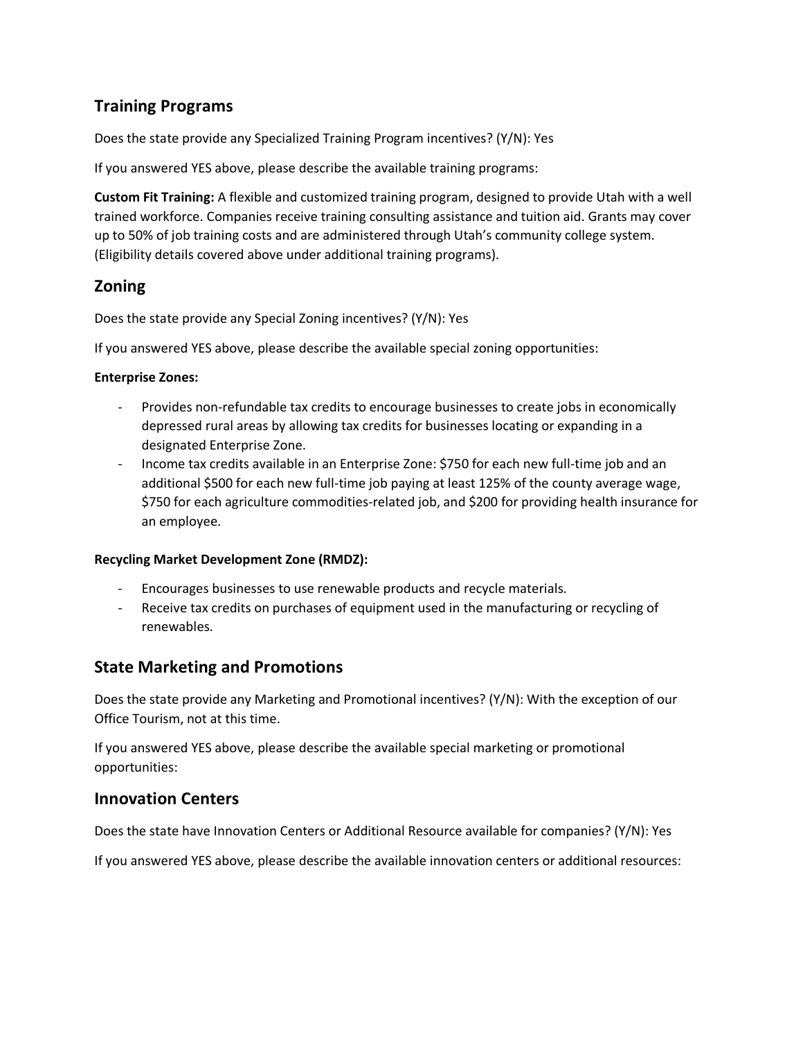## Training Programs

Does the state provide any Specialized Training Program incentives? (Y/N): Yes

If you answered YES above, please describe the available training programs:

**Custom Fit Training:** A flexible and customized training program, designed to provide Utah with a well trained workforce. Companies receive training consulting assistance and tuition aid. Grants may cover up to 50% of job training costs and are administered through Utah's community college system. (Eligibility details covered above under additional training programs).

## Zoning

Does the state provide any Special Zoning incentives? (Y/N): Yes

If you answered YES above, please describe the available special zoning opportunities:

**Enterprise Zones:**

- Provides non-refundable tax credits to encourage businesses to create jobs in economically depressed rural areas by allowing tax credits for businesses locating or expanding in a designated Enterprise Zone.
- Income tax credits available in an Enterprise Zone: $750 for each new full-time job and an additional $500 for each new full-time job paying at least 125% of the county average wage, $750 for each agriculture commodities-related job, and $200 for providing health insurance for an employee.

**Recycling Market Development Zone (RMDZ):**

- Encourages businesses to use renewable products and recycle materials.
- Receive tax credits on purchases of equipment used in the manufacturing or recycling of renewables.

## State Marketing and Promotions

Does the state provide any Marketing and Promotional incentives? (Y/N): With the exception of our Office Tourism, not at this time.

If you answered YES above, please describe the available special marketing or promotional opportunities:

## Innovation Centers

Does the state have Innovation Centers or Additional Resource available for companies? (Y/N): Yes

If you answered YES above, please describe the available innovation centers or additional resources: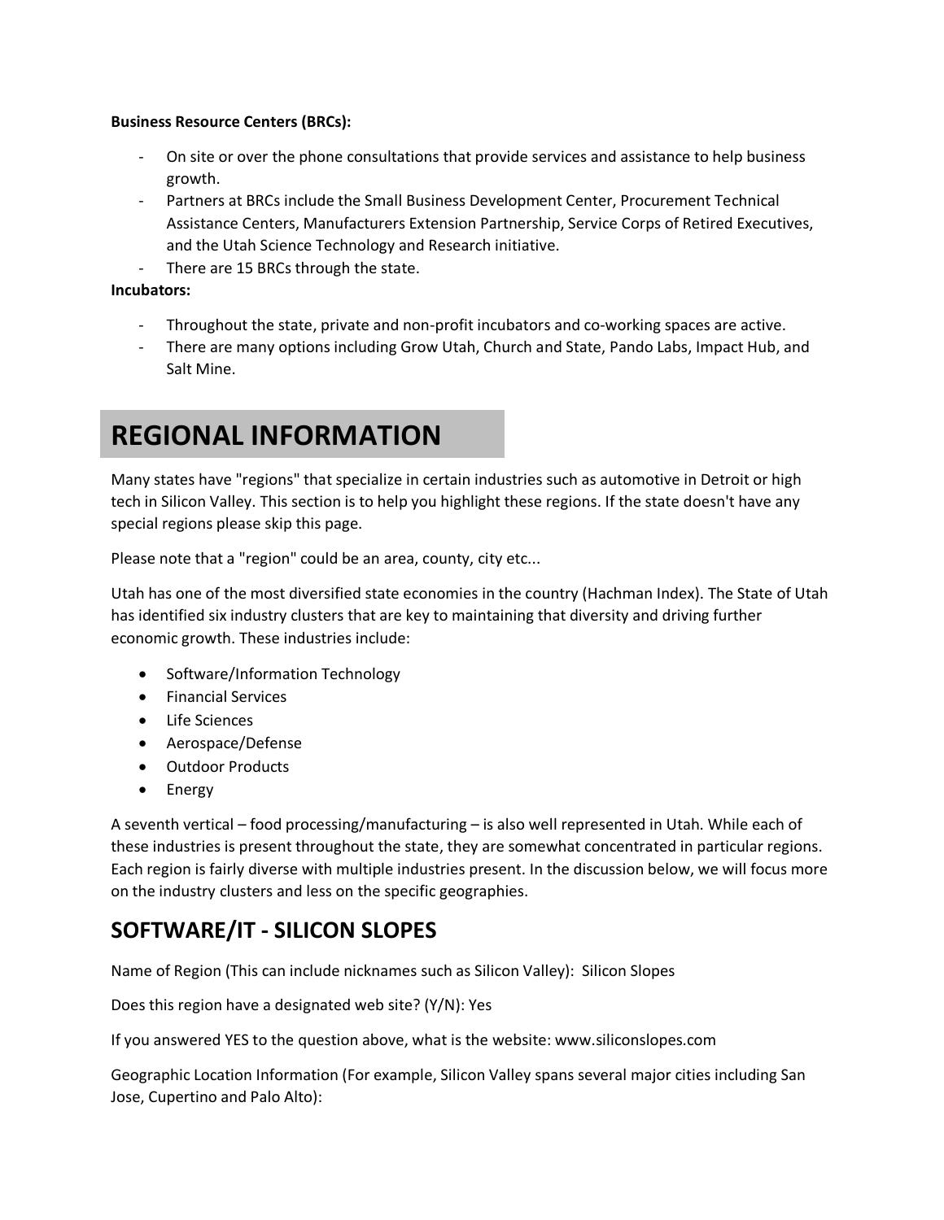**Business Resource Centers (BRCs):**

- On site or over the phone consultations that provide services and assistance to help business growth.
- Partners at BRCs include the Small Business Development Center, Procurement Technical Assistance Centers, Manufacturers Extension Partnership, Service Corps of Retired Executives, and the Utah Science Technology and Research initiative.
- There are 15 BRCs through the state.

**Incubators:**

- Throughout the state, private and non-profit incubators and co-working spaces are active.
- There are many options including Grow Utah, Church and State, Pando Labs, Impact Hub, and Salt Mine.

# REGIONAL INFORMATION

Many states have "regions" that specialize in certain industries such as automotive in Detroit or high tech in Silicon Valley. This section is to help you highlight these regions. If the state doesn't have any special regions please skip this page.

Please note that a "region" could be an area, county, city etc...

Utah has one of the most diversified state economies in the country (Hachman Index). The State of Utah has identified six industry clusters that are key to maintaining that diversity and driving further economic growth. These industries include:

- Software/Information Technology
- Financial Services
- Life Sciences
- Aerospace/Defense
- Outdoor Products
- Energy

A seventh vertical – food processing/manufacturing – is also well represented in Utah. While each of these industries is present throughout the state, they are somewhat concentrated in particular regions. Each region is fairly diverse with multiple industries present. In the discussion below, we will focus more on the industry clusters and less on the specific geographies.

## SOFTWARE/IT - SILICON SLOPES

Name of Region (This can include nicknames such as Silicon Valley): Silicon Slopes

Does this region have a designated web site? (Y/N): Yes

If you answered YES to the question above, what is the website: www.siliconslopes.com

Geographic Location Information (For example, Silicon Valley spans several major cities including San Jose, Cupertino and Palo Alto):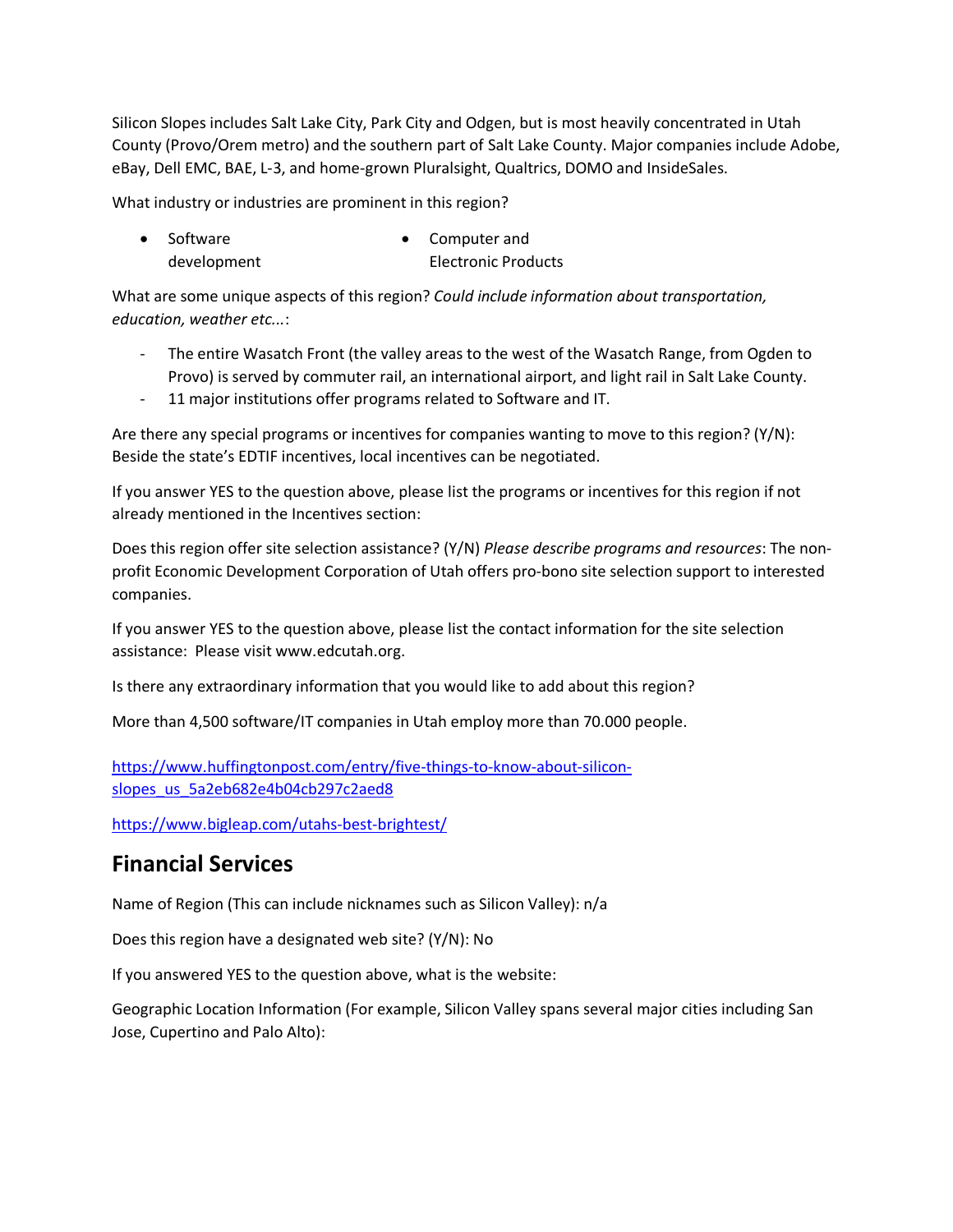Silicon Slopes includes Salt Lake City, Park City and Odgen, but is most heavily concentrated in Utah County (Provo/Orem metro) and the southern part of Salt Lake County. Major companies include Adobe, eBay, Dell EMC, BAE, L-3, and home-grown Pluralsight, Qualtrics, DOMO and InsideSales.

What industry or industries are prominent in this region?

- Software development
- Computer and Electronic Products

What are some unique aspects of this region? *Could include information about transportation, education, weather etc...*:

- The entire Wasatch Front (the valley areas to the west of the Wasatch Range, from Ogden to Provo) is served by commuter rail, an international airport, and light rail in Salt Lake County.
- 11 major institutions offer programs related to Software and IT.

Are there any special programs or incentives for companies wanting to move to this region? (Y/N): Beside the state's EDTIF incentives, local incentives can be negotiated.

If you answer YES to the question above, please list the programs or incentives for this region if not already mentioned in the Incentives section:

Does this region offer site selection assistance? (Y/N) *Please describe programs and resources*: The non-profit Economic Development Corporation of Utah offers pro-bono site selection support to interested companies.

If you answer YES to the question above, please list the contact information for the site selection assistance: Please visit www.edcutah.org.

Is there any extraordinary information that you would like to add about this region?

More than 4,500 software/IT companies in Utah employ more than 70.000 people.

https://www.huffingtonpost.com/entry/five-things-to-know-about-silicon-slopes_us_5a2eb682e4b04cb297c2aed8

https://www.bigleap.com/utahs-best-brightest/

## Financial Services

Name of Region (This can include nicknames such as Silicon Valley): n/a

Does this region have a designated web site? (Y/N): No

If you answered YES to the question above, what is the website:

Geographic Location Information (For example, Silicon Valley spans several major cities including San Jose, Cupertino and Palo Alto):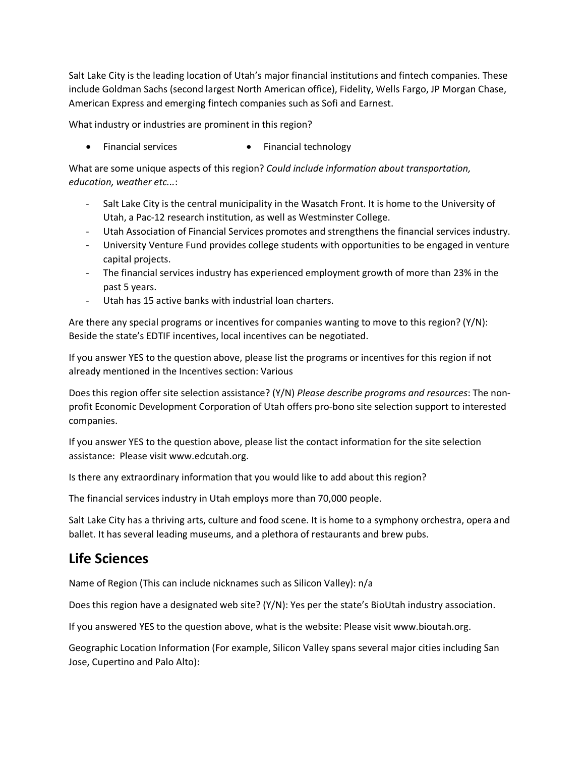Salt Lake City is the leading location of Utah's major financial institutions and fintech companies. These include Goldman Sachs (second largest North American office), Fidelity, Wells Fargo, JP Morgan Chase, American Express and emerging fintech companies such as Sofi and Earnest.

What industry or industries are prominent in this region?

- Financial services
- Financial technology

What are some unique aspects of this region? *Could include information about transportation, education, weather etc...*:

- Salt Lake City is the central municipality in the Wasatch Front. It is home to the University of Utah, a Pac-12 research institution, as well as Westminster College.
- Utah Association of Financial Services promotes and strengthens the financial services industry.
- University Venture Fund provides college students with opportunities to be engaged in venture capital projects.
- The financial services industry has experienced employment growth of more than 23% in the past 5 years.
- Utah has 15 active banks with industrial loan charters.

Are there any special programs or incentives for companies wanting to move to this region? (Y/N): Beside the state's EDTIF incentives, local incentives can be negotiated.

If you answer YES to the question above, please list the programs or incentives for this region if not already mentioned in the Incentives section: Various

Does this region offer site selection assistance? (Y/N) *Please describe programs and resources*: The non-profit Economic Development Corporation of Utah offers pro-bono site selection support to interested companies.

If you answer YES to the question above, please list the contact information for the site selection assistance: Please visit www.edcutah.org.

Is there any extraordinary information that you would like to add about this region?

The financial services industry in Utah employs more than 70,000 people.

Salt Lake City has a thriving arts, culture and food scene. It is home to a symphony orchestra, opera and ballet. It has several leading museums, and a plethora of restaurants and brew pubs.

## Life Sciences

Name of Region (This can include nicknames such as Silicon Valley): n/a

Does this region have a designated web site? (Y/N): Yes per the state's BioUtah industry association.

If you answered YES to the question above, what is the website: Please visit www.bioutah.org.

Geographic Location Information (For example, Silicon Valley spans several major cities including San Jose, Cupertino and Palo Alto):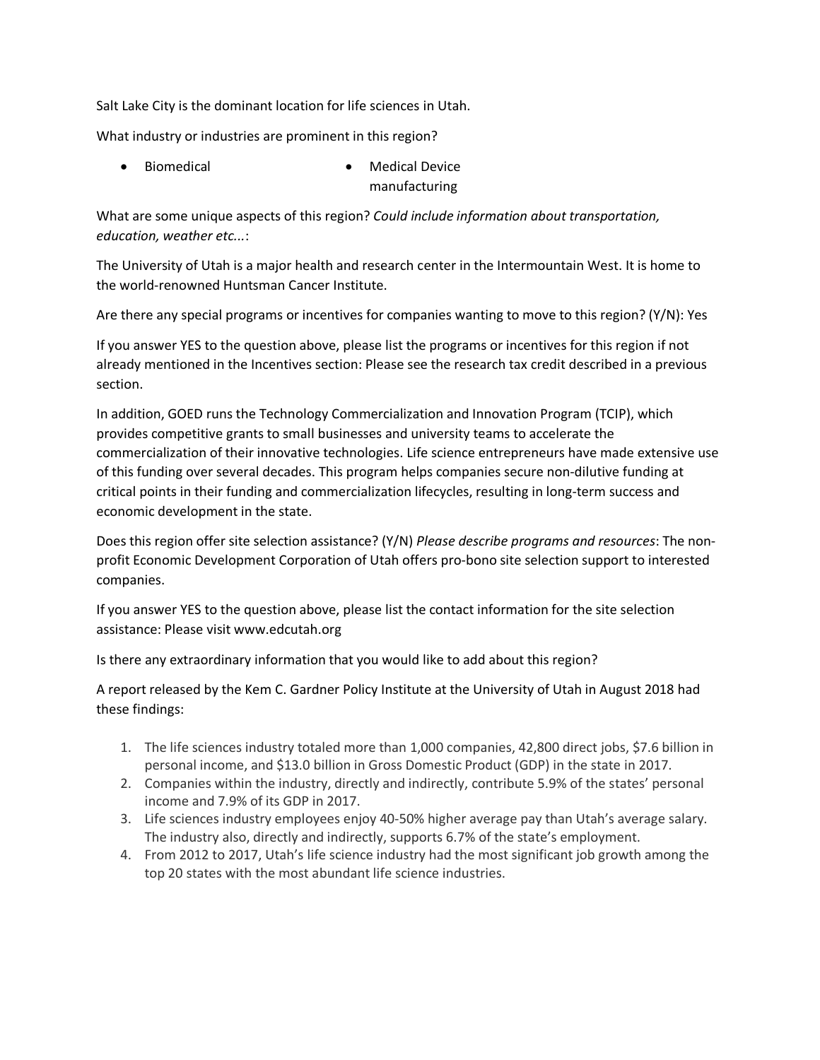Salt Lake City is the dominant location for life sciences in Utah.

What industry or industries are prominent in this region?

- Biomedical
- Medical Device manufacturing

What are some unique aspects of this region? *Could include information about transportation, education, weather etc...*:

The University of Utah is a major health and research center in the Intermountain West. It is home to the world-renowned Huntsman Cancer Institute.

Are there any special programs or incentives for companies wanting to move to this region? (Y/N): Yes

If you answer YES to the question above, please list the programs or incentives for this region if not already mentioned in the Incentives section: Please see the research tax credit described in a previous section.

In addition, GOED runs the Technology Commercialization and Innovation Program (TCIP), which provides competitive grants to small businesses and university teams to accelerate the commercialization of their innovative technologies. Life science entrepreneurs have made extensive use of this funding over several decades. This program helps companies secure non-dilutive funding at critical points in their funding and commercialization lifecycles, resulting in long-term success and economic development in the state.

Does this region offer site selection assistance? (Y/N) *Please describe programs and resources*: The non-profit Economic Development Corporation of Utah offers pro-bono site selection support to interested companies.

If you answer YES to the question above, please list the contact information for the site selection assistance: Please visit www.edcutah.org

Is there any extraordinary information that you would like to add about this region?

A report released by the Kem C. Gardner Policy Institute at the University of Utah in August 2018 had these findings:

1. The life sciences industry totaled more than 1,000 companies, 42,800 direct jobs, $7.6 billion in personal income, and $13.0 billion in Gross Domestic Product (GDP) in the state in 2017.
2. Companies within the industry, directly and indirectly, contribute 5.9% of the states' personal income and 7.9% of its GDP in 2017.
3. Life sciences industry employees enjoy 40-50% higher average pay than Utah's average salary. The industry also, directly and indirectly, supports 6.7% of the state's employment.
4. From 2012 to 2017, Utah's life science industry had the most significant job growth among the top 20 states with the most abundant life science industries.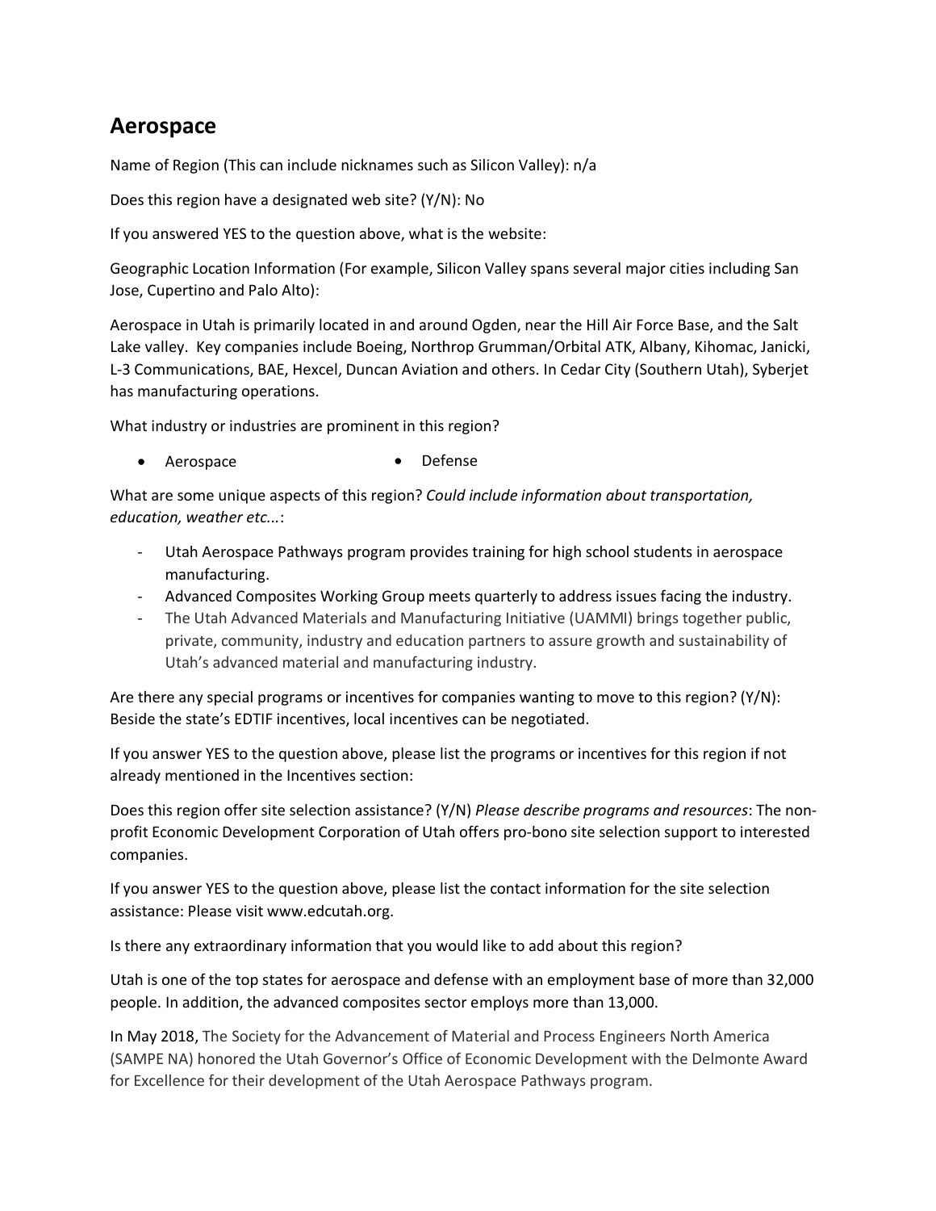## Aerospace

Name of Region (This can include nicknames such as Silicon Valley): n/a

Does this region have a designated web site? (Y/N): No

If you answered YES to the question above, what is the website:

Geographic Location Information (For example, Silicon Valley spans several major cities including San Jose, Cupertino and Palo Alto):

Aerospace in Utah is primarily located in and around Ogden, near the Hill Air Force Base, and the Salt Lake valley. Key companies include Boeing, Northrop Grumman/Orbital ATK, Albany, Kihomac, Janicki, L-3 Communications, BAE, Hexcel, Duncan Aviation and others. In Cedar City (Southern Utah), Syberjet has manufacturing operations.

What industry or industries are prominent in this region?

- Aerospace
- Defense

What are some unique aspects of this region? *Could include information about transportation, education, weather etc...*:

- Utah Aerospace Pathways program provides training for high school students in aerospace manufacturing.
- Advanced Composites Working Group meets quarterly to address issues facing the industry.
- The Utah Advanced Materials and Manufacturing Initiative (UAMMI) brings together public, private, community, industry and education partners to assure growth and sustainability of Utah's advanced material and manufacturing industry.

Are there any special programs or incentives for companies wanting to move to this region? (Y/N): Beside the state's EDTIF incentives, local incentives can be negotiated.

If you answer YES to the question above, please list the programs or incentives for this region if not already mentioned in the Incentives section:

Does this region offer site selection assistance? (Y/N) *Please describe programs and resources*: The non-profit Economic Development Corporation of Utah offers pro-bono site selection support to interested companies.

If you answer YES to the question above, please list the contact information for the site selection assistance: Please visit www.edcutah.org.

Is there any extraordinary information that you would like to add about this region?

Utah is one of the top states for aerospace and defense with an employment base of more than 32,000 people. In addition, the advanced composites sector employs more than 13,000.

In May 2018, The Society for the Advancement of Material and Process Engineers North America (SAMPE NA) honored the Utah Governor's Office of Economic Development with the Delmonte Award for Excellence for their development of the Utah Aerospace Pathways program.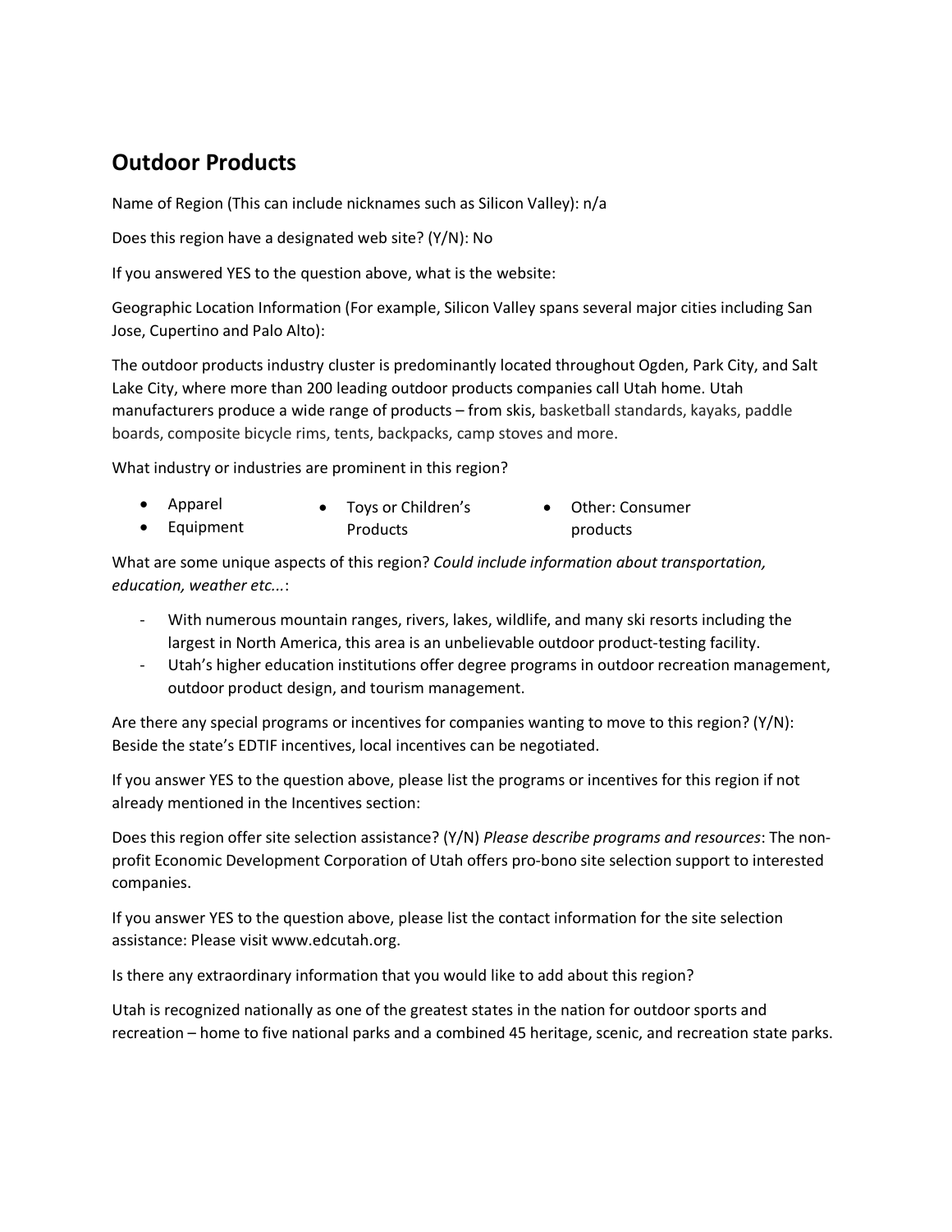## Outdoor Products

Name of Region (This can include nicknames such as Silicon Valley): n/a

Does this region have a designated web site? (Y/N): No

If you answered YES to the question above, what is the website:

Geographic Location Information (For example, Silicon Valley spans several major cities including San Jose, Cupertino and Palo Alto):

The outdoor products industry cluster is predominantly located throughout Ogden, Park City, and Salt Lake City, where more than 200 leading outdoor products companies call Utah home. Utah manufacturers produce a wide range of products – from skis, basketball standards, kayaks, paddle boards, composite bicycle rims, tents, backpacks, camp stoves and more.

What industry or industries are prominent in this region?

- Apparel
- Equipment
- Toys or Children's Products
- Other: Consumer products

What are some unique aspects of this region? *Could include information about transportation, education, weather etc...*:

- With numerous mountain ranges, rivers, lakes, wildlife, and many ski resorts including the largest in North America, this area is an unbelievable outdoor product-testing facility.
- Utah's higher education institutions offer degree programs in outdoor recreation management, outdoor product design, and tourism management.

Are there any special programs or incentives for companies wanting to move to this region? (Y/N): Beside the state's EDTIF incentives, local incentives can be negotiated.

If you answer YES to the question above, please list the programs or incentives for this region if not already mentioned in the Incentives section:

Does this region offer site selection assistance? (Y/N) *Please describe programs and resources*: The non-profit Economic Development Corporation of Utah offers pro-bono site selection support to interested companies.

If you answer YES to the question above, please list the contact information for the site selection assistance: Please visit www.edcutah.org.

Is there any extraordinary information that you would like to add about this region?

Utah is recognized nationally as one of the greatest states in the nation for outdoor sports and recreation – home to five national parks and a combined 45 heritage, scenic, and recreation state parks.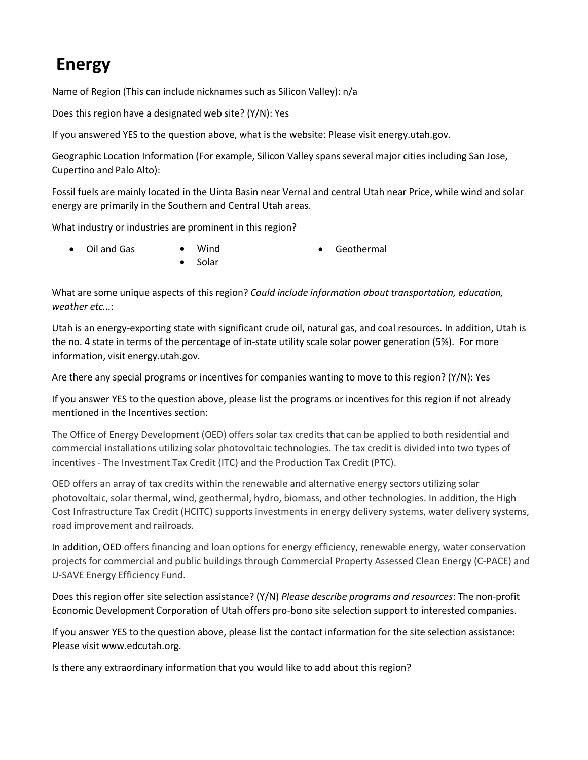# Energy

Name of Region (This can include nicknames such as Silicon Valley): n/a

Does this region have a designated web site? (Y/N): Yes

If you answered YES to the question above, what is the website: Please visit energy.utah.gov.

Geographic Location Information (For example, Silicon Valley spans several major cities including San Jose, Cupertino and Palo Alto):

Fossil fuels are mainly located in the Uinta Basin near Vernal and central Utah near Price, while wind and solar energy are primarily in the Southern and Central Utah areas.

What industry or industries are prominent in this region?

- Oil and Gas
- Wind
- Solar
- Geothermal

What are some unique aspects of this region? *Could include information about transportation, education, weather etc...*:

Utah is an energy-exporting state with significant crude oil, natural gas, and coal resources. In addition, Utah is the no. 4 state in terms of the percentage of in-state utility scale solar power generation (5%). For more information, visit energy.utah.gov.

Are there any special programs or incentives for companies wanting to move to this region? (Y/N): Yes

If you answer YES to the question above, please list the programs or incentives for this region if not already mentioned in the Incentives section:

The Office of Energy Development (OED) offers solar tax credits that can be applied to both residential and commercial installations utilizing solar photovoltaic technologies. The tax credit is divided into two types of incentives - The Investment Tax Credit (ITC) and the Production Tax Credit (PTC).

OED offers an array of tax credits within the renewable and alternative energy sectors utilizing solar photovoltaic, solar thermal, wind, geothermal, hydro, biomass, and other technologies. In addition, the High Cost Infrastructure Tax Credit (HCITC) supports investments in energy delivery systems, water delivery systems, road improvement and railroads.

In addition, OED offers financing and loan options for energy efficiency, renewable energy, water conservation projects for commercial and public buildings through Commercial Property Assessed Clean Energy (C-PACE) and U-SAVE Energy Efficiency Fund.

Does this region offer site selection assistance? (Y/N) *Please describe programs and resources*: The non-profit Economic Development Corporation of Utah offers pro-bono site selection support to interested companies.

If you answer YES to the question above, please list the contact information for the site selection assistance: Please visit www.edcutah.org.

Is there any extraordinary information that you would like to add about this region?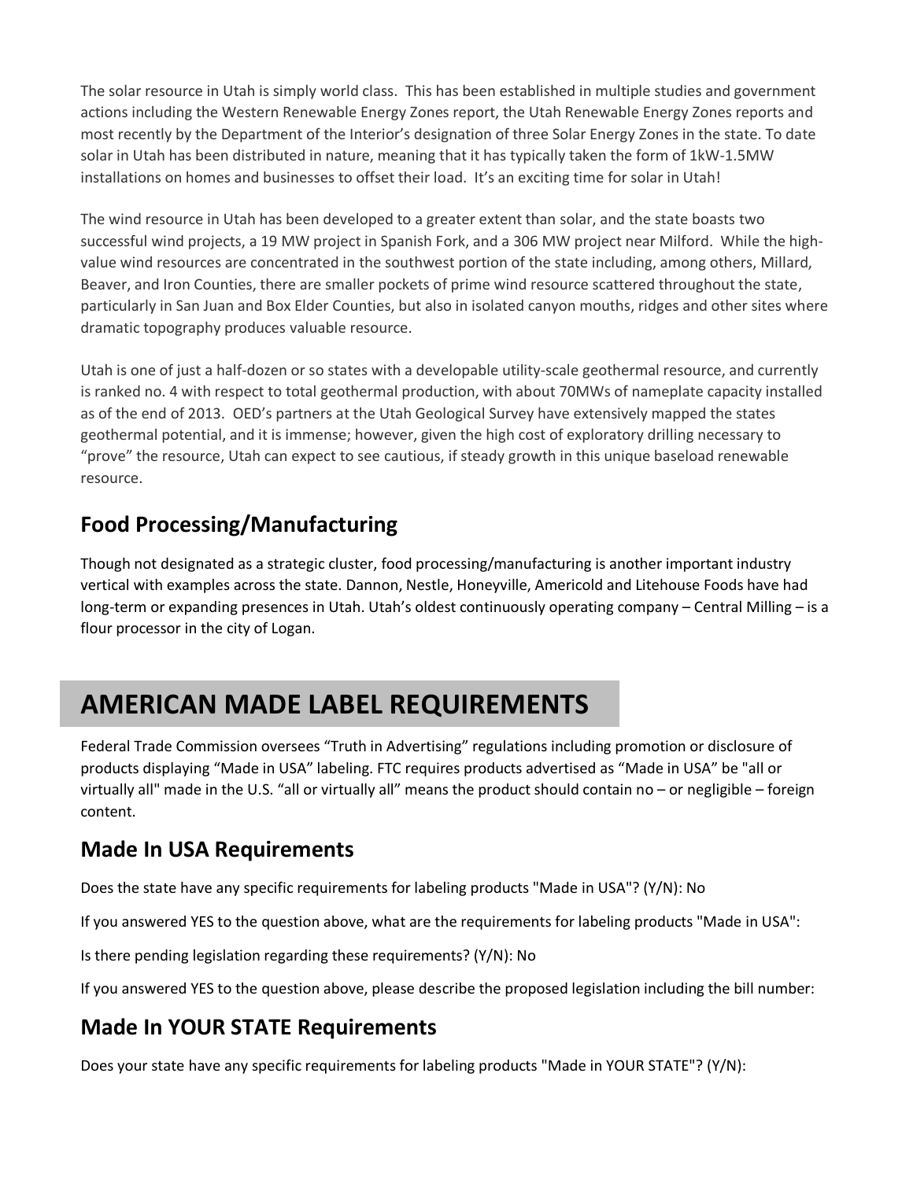The solar resource in Utah is simply world class. This has been established in multiple studies and government actions including the Western Renewable Energy Zones report, the Utah Renewable Energy Zones reports and most recently by the Department of the Interior's designation of three Solar Energy Zones in the state. To date solar in Utah has been distributed in nature, meaning that it has typically taken the form of 1kW-1.5MW installations on homes and businesses to offset their load. It's an exciting time for solar in Utah!

The wind resource in Utah has been developed to a greater extent than solar, and the state boasts two successful wind projects, a 19 MW project in Spanish Fork, and a 306 MW project near Milford. While the high-value wind resources are concentrated in the southwest portion of the state including, among others, Millard, Beaver, and Iron Counties, there are smaller pockets of prime wind resource scattered throughout the state, particularly in San Juan and Box Elder Counties, but also in isolated canyon mouths, ridges and other sites where dramatic topography produces valuable resource.

Utah is one of just a half-dozen or so states with a developable utility-scale geothermal resource, and currently is ranked no. 4 with respect to total geothermal production, with about 70MWs of nameplate capacity installed as of the end of 2013. OED's partners at the Utah Geological Survey have extensively mapped the states geothermal potential, and it is immense; however, given the high cost of exploratory drilling necessary to "prove" the resource, Utah can expect to see cautious, if steady growth in this unique baseload renewable resource.

## Food Processing/Manufacturing

Though not designated as a strategic cluster, food processing/manufacturing is another important industry vertical with examples across the state. Dannon, Nestle, Honeyville, Americold and Litehouse Foods have had long-term or expanding presences in Utah. Utah's oldest continuously operating company – Central Milling – is a flour processor in the city of Logan.

# AMERICAN MADE LABEL REQUIREMENTS

Federal Trade Commission oversees "Truth in Advertising" regulations including promotion or disclosure of products displaying "Made in USA" labeling. FTC requires products advertised as "Made in USA" be "all or virtually all" made in the U.S. "all or virtually all" means the product should contain no – or negligible – foreign content.

## Made In USA Requirements

Does the state have any specific requirements for labeling products "Made in USA"? (Y/N): No

If you answered YES to the question above, what are the requirements for labeling products "Made in USA":

Is there pending legislation regarding these requirements? (Y/N): No

If you answered YES to the question above, please describe the proposed legislation including the bill number:

## Made In YOUR STATE Requirements

Does your state have any specific requirements for labeling products "Made in YOUR STATE"? (Y/N):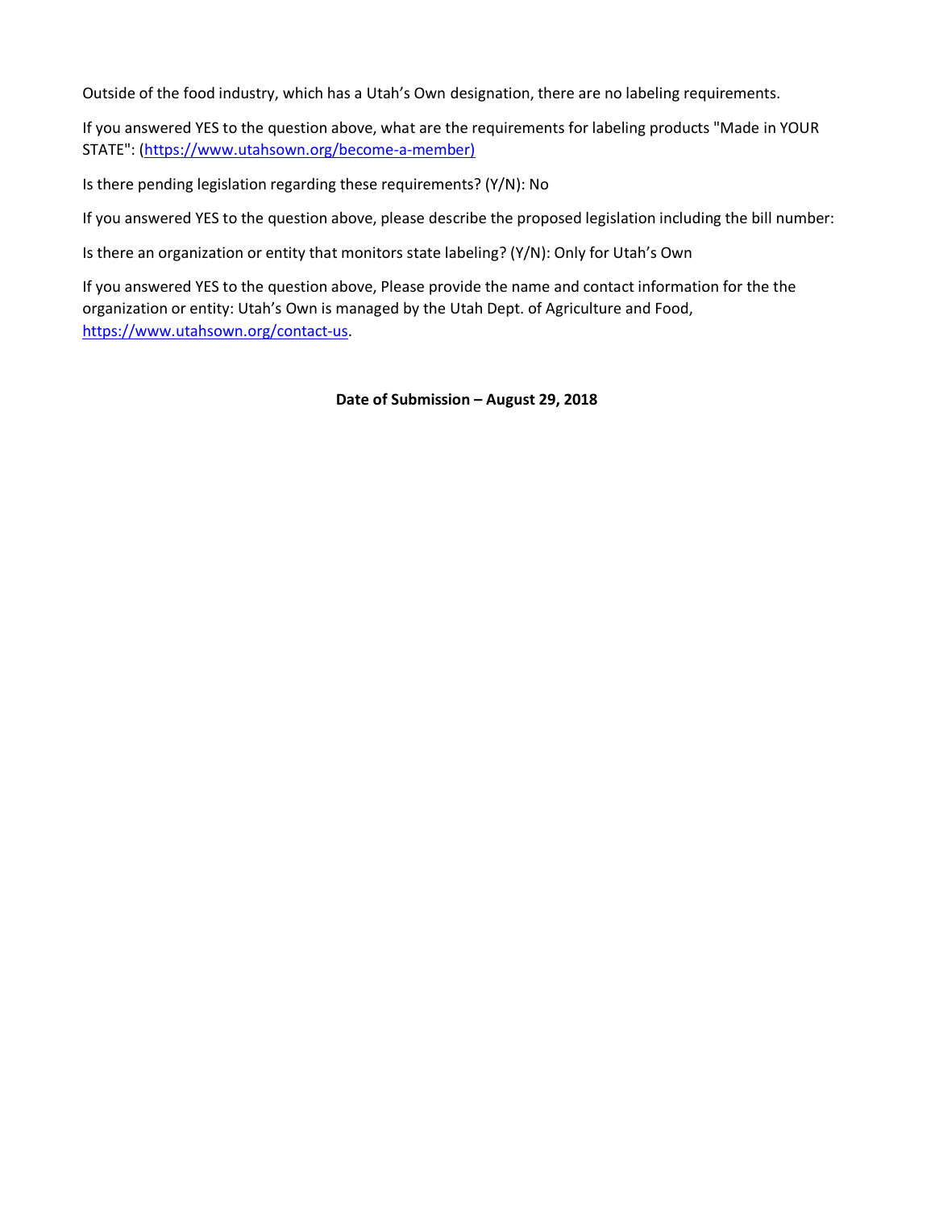Outside of the food industry, which has a Utah's Own designation, there are no labeling requirements.

If you answered YES to the question above, what are the requirements for labeling products "Made in YOUR STATE": (https://www.utahsown.org/become-a-member)

Is there pending legislation regarding these requirements? (Y/N): No

If you answered YES to the question above, please describe the proposed legislation including the bill number:

Is there an organization or entity that monitors state labeling? (Y/N): Only for Utah's Own

If you answered YES to the question above, Please provide the name and contact information for the the organization or entity: Utah's Own is managed by the Utah Dept. of Agriculture and Food, https://www.utahsown.org/contact-us.

**Date of Submission – August 29, 2018**